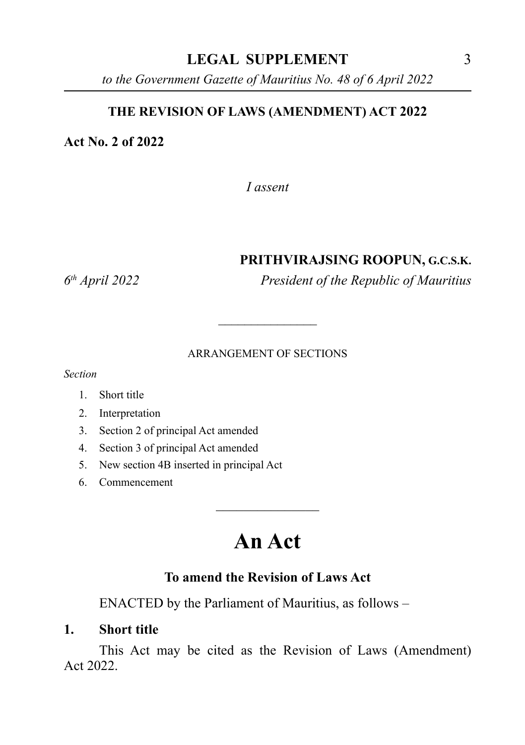# THE REVISION OF LAWS (AMENDMENT) ACT 2022

**Act No. 2 of 2022**

*I assent*

**PRITHVIRAJSING ROOPUN, G.C.S.K.**

*6th April 2022* *President of the Republic of Mauritius*

---

ARRANGEMENT OF SECTIONS

*Section*

1. Short title
2. Interpretation
3. Section 2 of principal Act amended
4. Section 3 of principal Act amended
5. New section 4B inserted in principal Act
6. Commencement

---

# An Act

**To amend the Revision of Laws Act**

ENACTED by the Parliament of Mauritius, as follows –

**1. Short title**

This Act may be cited as the Revision of Laws (Amendment) Act 2022.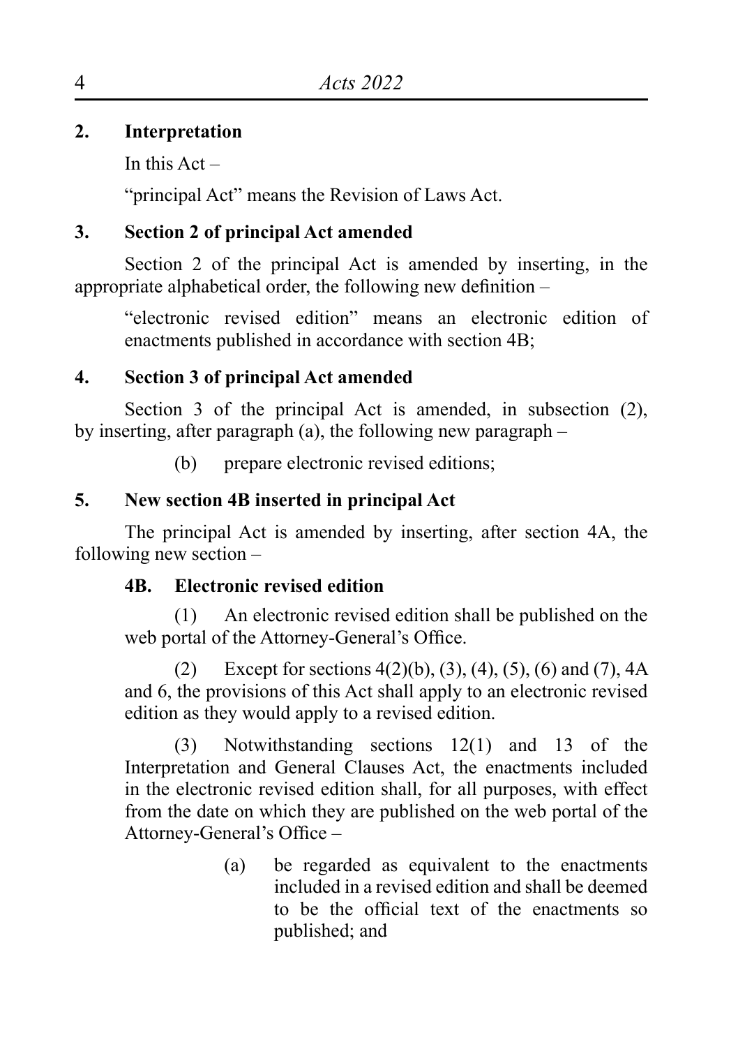## 2. Interpretation

In this Act –

"principal Act" means the Revision of Laws Act.

## 3. Section 2 of principal Act amended

Section 2 of the principal Act is amended by inserting, in the appropriate alphabetical order, the following new definition –

> "electronic revised edition" means an electronic edition of enactments published in accordance with section 4B;

## 4. Section 3 of principal Act amended

Section 3 of the principal Act is amended, in subsection (2), by inserting, after paragraph (a), the following new paragraph –

> (b) prepare electronic revised editions;

## 5. New section 4B inserted in principal Act

The principal Act is amended by inserting, after section 4A, the following new section –

> **4B. Electronic revised edition**
>
> (1) An electronic revised edition shall be published on the web portal of the Attorney-General's Office.
>
> (2) Except for sections 4(2)(b), (3), (4), (5), (6) and (7), 4A and 6, the provisions of this Act shall apply to an electronic revised edition as they would apply to a revised edition.
>
> (3) Notwithstanding sections 12(1) and 13 of the Interpretation and General Clauses Act, the enactments included in the electronic revised edition shall, for all purposes, with effect from the date on which they are published on the web portal of the Attorney-General's Office –
>
> (a) be regarded as equivalent to the enactments included in a revised edition and shall be deemed to be the official text of the enactments so published; and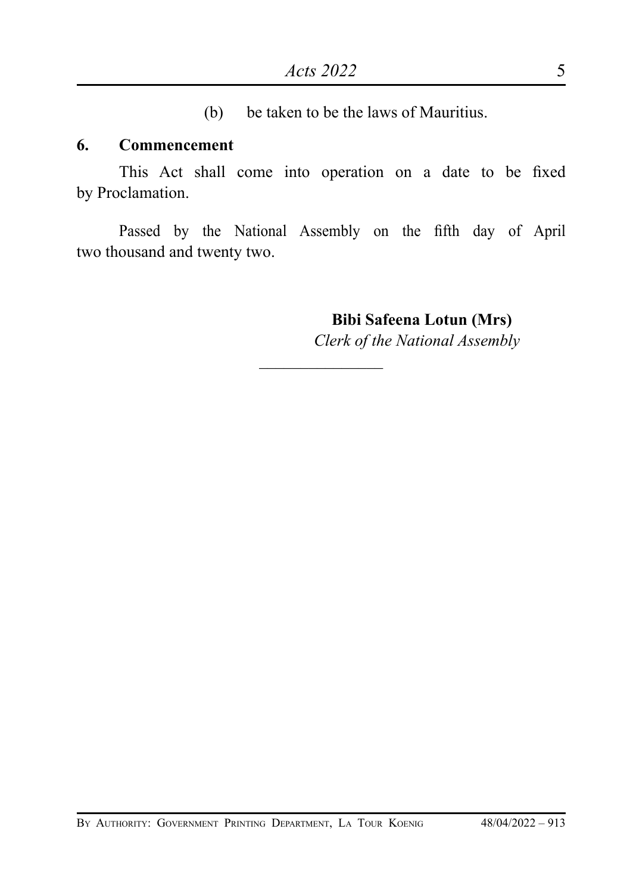(b) be taken to be the laws of Mauritius.

**6. Commencement**

This Act shall come into operation on a date to be fixed by Proclamation.

Passed by the National Assembly on the fifth day of April two thousand and twenty two.

**Bibi Safeena Lotun (Mrs)**
*Clerk of the National Assembly*

---